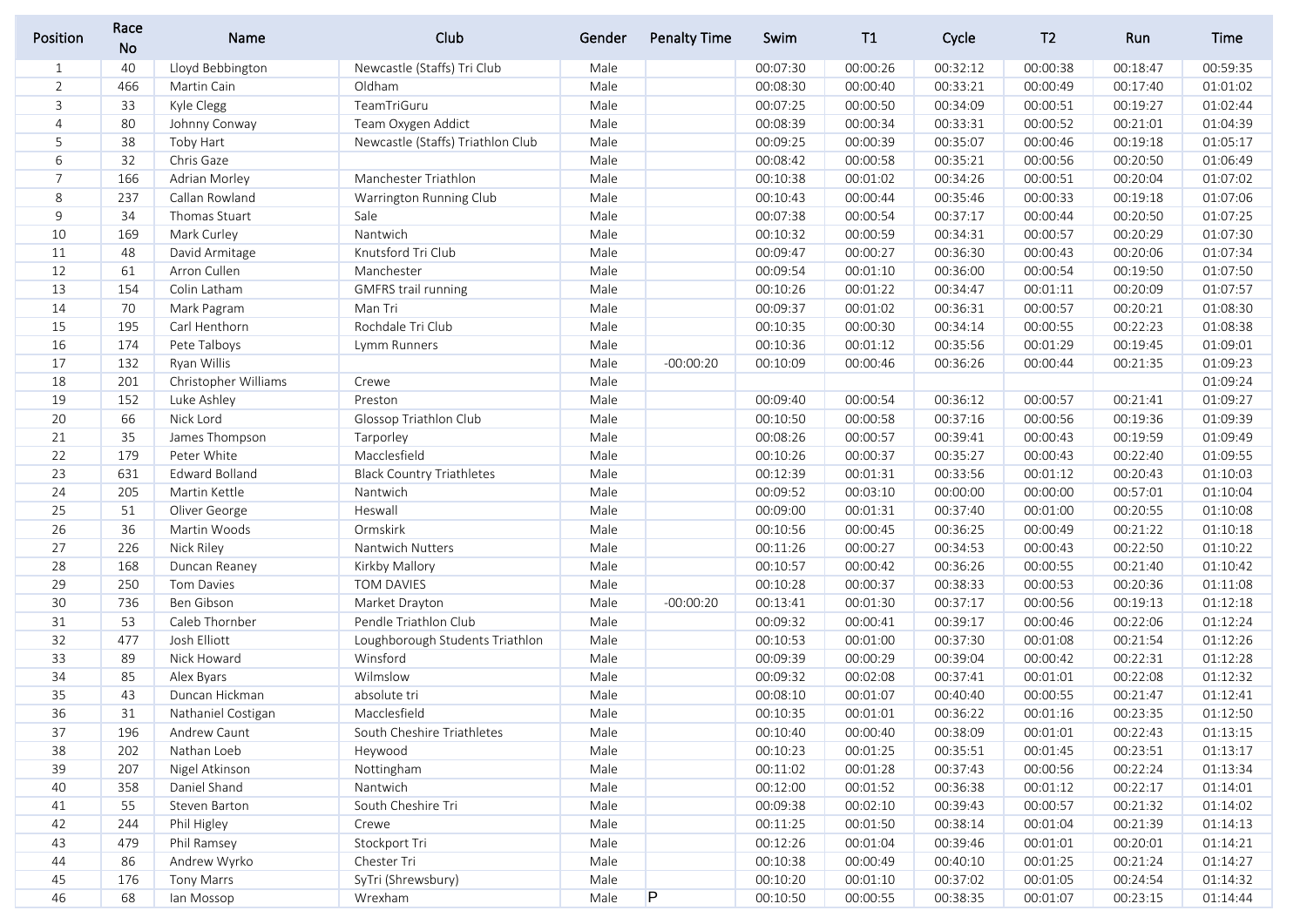| Position | Race No | Name | Club | Gender | Penalty Time | Swim | T1 | Cycle | T2 | Run | Time |
|---|---|---|---|---|---|---|---|---|---|---|---|
| 1 | 40 | Lloyd Bebbington | Newcastle (Staffs) Tri Club | Male | | 00:07:30 | 00:00:26 | 00:32:12 | 00:00:38 | 00:18:47 | 00:59:35 |
| 2 | 466 | Martin Cain | Oldham | Male | | 00:08:30 | 00:00:40 | 00:33:21 | 00:00:49 | 00:17:40 | 01:01:02 |
| 3 | 33 | Kyle Clegg | TeamTriGuru | Male | | 00:07:25 | 00:00:50 | 00:34:09 | 00:00:51 | 00:19:27 | 01:02:44 |
| 4 | 80 | Johnny Conway | Team Oxygen Addict | Male | | 00:08:39 | 00:00:34 | 00:33:31 | 00:00:52 | 00:21:01 | 01:04:39 |
| 5 | 38 | Toby Hart | Newcastle (Staffs) Triathlon Club | Male | | 00:09:25 | 00:00:39 | 00:35:07 | 00:00:46 | 00:19:18 | 01:05:17 |
| 6 | 32 | Chris Gaze | | Male | | 00:08:42 | 00:00:58 | 00:35:21 | 00:00:56 | 00:20:50 | 01:06:49 |
| 7 | 166 | Adrian Morley | Manchester Triathlon | Male | | 00:10:38 | 00:01:02 | 00:34:26 | 00:00:51 | 00:20:04 | 01:07:02 |
| 8 | 237 | Callan Rowland | Warrington Running Club | Male | | 00:10:43 | 00:00:44 | 00:35:46 | 00:00:33 | 00:19:18 | 01:07:06 |
| 9 | 34 | Thomas Stuart | Sale | Male | | 00:07:38 | 00:00:54 | 00:37:17 | 00:00:44 | 00:20:50 | 01:07:25 |
| 10 | 169 | Mark Curley | Nantwich | Male | | 00:10:32 | 00:00:59 | 00:34:31 | 00:00:57 | 00:20:29 | 01:07:30 |
| 11 | 48 | David Armitage | Knutsford Tri Club | Male | | 00:09:47 | 00:00:27 | 00:36:30 | 00:00:43 | 00:20:06 | 01:07:34 |
| 12 | 61 | Arron Cullen | Manchester | Male | | 00:09:54 | 00:01:10 | 00:36:00 | 00:00:54 | 00:19:50 | 01:07:50 |
| 13 | 154 | Colin Latham | GMFRS trail running | Male | | 00:10:26 | 00:01:22 | 00:34:47 | 00:01:11 | 00:20:09 | 01:07:57 |
| 14 | 70 | Mark Pagram | Man Tri | Male | | 00:09:37 | 00:01:02 | 00:36:31 | 00:00:57 | 00:20:21 | 01:08:30 |
| 15 | 195 | Carl Henthorn | Rochdale Tri Club | Male | | 00:10:35 | 00:00:30 | 00:34:14 | 00:00:55 | 00:22:23 | 01:08:38 |
| 16 | 174 | Pete Talboys | Lymm Runners | Male | | 00:10:36 | 00:01:12 | 00:35:56 | 00:01:29 | 00:19:45 | 01:09:01 |
| 17 | 132 | Ryan Willis | | Male | -00:00:20 | 00:10:09 | 00:00:46 | 00:36:26 | 00:00:44 | 00:21:35 | 01:09:23 |
| 18 | 201 | Christopher Williams | Crewe | Male | | | | | | | 01:09:24 |
| 19 | 152 | Luke Ashley | Preston | Male | | 00:09:40 | 00:00:54 | 00:36:12 | 00:00:57 | 00:21:41 | 01:09:27 |
| 20 | 66 | Nick Lord | Glossop Triathlon Club | Male | | 00:10:50 | 00:00:58 | 00:37:16 | 00:00:56 | 00:19:36 | 01:09:39 |
| 21 | 35 | James Thompson | Tarporley | Male | | 00:08:26 | 00:00:57 | 00:39:41 | 00:00:43 | 00:19:59 | 01:09:49 |
| 22 | 179 | Peter White | Macclesfield | Male | | 00:10:26 | 00:00:37 | 00:35:27 | 00:00:43 | 00:22:40 | 01:09:55 |
| 23 | 631 | Edward Bolland | Black Country Triathletes | Male | | 00:12:39 | 00:01:31 | 00:33:56 | 00:01:12 | 00:20:43 | 01:10:03 |
| 24 | 205 | Martin Kettle | Nantwich | Male | | 00:09:52 | 00:03:10 | 00:00:00 | 00:00:00 | 00:57:01 | 01:10:04 |
| 25 | 51 | Oliver George | Heswall | Male | | 00:09:00 | 00:01:31 | 00:37:40 | 00:01:00 | 00:20:55 | 01:10:08 |
| 26 | 36 | Martin Woods | Ormskirk | Male | | 00:10:56 | 00:00:45 | 00:36:25 | 00:00:49 | 00:21:22 | 01:10:18 |
| 27 | 226 | Nick Riley | Nantwich Nutters | Male | | 00:11:26 | 00:00:27 | 00:34:53 | 00:00:43 | 00:22:50 | 01:10:22 |
| 28 | 168 | Duncan Reaney | Kirkby Mallory | Male | | 00:10:57 | 00:00:42 | 00:36:26 | 00:00:55 | 00:21:40 | 01:10:42 |
| 29 | 250 | Tom Davies | TOM DAVIES | Male | | 00:10:28 | 00:00:37 | 00:38:33 | 00:00:53 | 00:20:36 | 01:11:08 |
| 30 | 736 | Ben Gibson | Market Drayton | Male | -00:00:20 | 00:13:41 | 00:01:30 | 00:37:17 | 00:00:56 | 00:19:13 | 01:12:18 |
| 31 | 53 | Caleb Thornber | Pendle Triathlon Club | Male | | 00:09:32 | 00:00:41 | 00:39:17 | 00:00:46 | 00:22:06 | 01:12:24 |
| 32 | 477 | Josh Elliott | Loughborough Students Triathlon | Male | | 00:10:53 | 00:01:00 | 00:37:30 | 00:01:08 | 00:21:54 | 01:12:26 |
| 33 | 89 | Nick Howard | Winsford | Male | | 00:09:39 | 00:00:29 | 00:39:04 | 00:00:42 | 00:22:31 | 01:12:28 |
| 34 | 85 | Alex Byars | Wilmslow | Male | | 00:09:32 | 00:02:08 | 00:37:41 | 00:01:01 | 00:22:08 | 01:12:32 |
| 35 | 43 | Duncan Hickman | absolute tri | Male | | 00:08:10 | 00:01:07 | 00:40:40 | 00:00:55 | 00:21:47 | 01:12:41 |
| 36 | 31 | Nathaniel Costigan | Macclesfield | Male | | 00:10:35 | 00:01:01 | 00:36:22 | 00:01:16 | 00:23:35 | 01:12:50 |
| 37 | 196 | Andrew Caunt | South Cheshire Triathletes | Male | | 00:10:40 | 00:00:40 | 00:38:09 | 00:01:01 | 00:22:43 | 01:13:15 |
| 38 | 202 | Nathan Loeb | Heywood | Male | | 00:10:23 | 00:01:25 | 00:35:51 | 00:01:45 | 00:23:51 | 01:13:17 |
| 39 | 207 | Nigel Atkinson | Nottingham | Male | | 00:11:02 | 00:01:28 | 00:37:43 | 00:00:56 | 00:22:24 | 01:13:34 |
| 40 | 358 | Daniel Shand | Nantwich | Male | | 00:12:00 | 00:01:52 | 00:36:38 | 00:01:12 | 00:22:17 | 01:14:01 |
| 41 | 55 | Steven Barton | South Cheshire Tri | Male | | 00:09:38 | 00:02:10 | 00:39:43 | 00:00:57 | 00:21:32 | 01:14:02 |
| 42 | 244 | Phil Higley | Crewe | Male | | 00:11:25 | 00:01:50 | 00:38:14 | 00:01:04 | 00:21:39 | 01:14:13 |
| 43 | 479 | Phil Ramsey | Stockport Tri | Male | | 00:12:26 | 00:01:04 | 00:39:46 | 00:01:01 | 00:20:01 | 01:14:21 |
| 44 | 86 | Andrew Wyrko | Chester Tri | Male | | 00:10:38 | 00:00:49 | 00:40:10 | 00:01:25 | 00:21:24 | 01:14:27 |
| 45 | 176 | Tony Marrs | SyTri (Shrewsbury) | Male | | 00:10:20 | 00:01:10 | 00:37:02 | 00:01:05 | 00:24:54 | 01:14:32 |
| 46 | 68 | Ian Mossop | Wrexham | Male | P | 00:10:50 | 00:00:55 | 00:38:35 | 00:01:07 | 00:23:15 | 01:14:44 |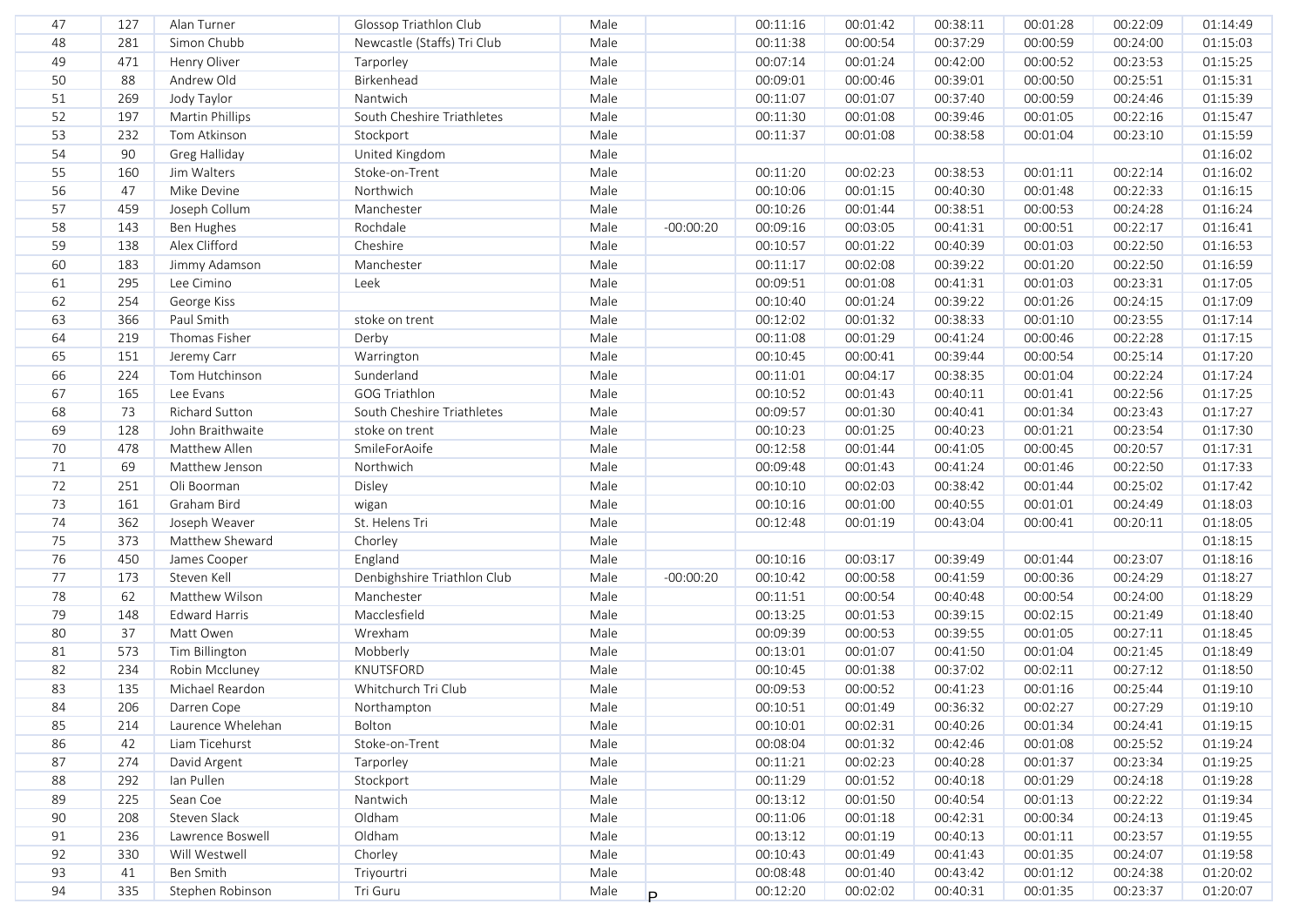| 47 | 127 | Alan Turner | Glossop Triathlon Club | Male | | 00:11:16 | 00:01:42 | 00:38:11 | 00:01:28 | 00:22:09 | 01:14:49 |
|---|---|---|---|---|---|---|---|---|---|---|---|
| 48 | 281 | Simon Chubb | Newcastle (Staffs) Tri Club | Male | | 00:11:38 | 00:00:54 | 00:37:29 | 00:00:59 | 00:24:00 | 01:15:03 |
| 49 | 471 | Henry Oliver | Tarporley | Male | | 00:07:14 | 00:01:24 | 00:42:00 | 00:00:52 | 00:23:53 | 01:15:25 |
| 50 | 88 | Andrew Old | Birkenhead | Male | | 00:09:01 | 00:00:46 | 00:39:01 | 00:00:50 | 00:25:51 | 01:15:31 |
| 51 | 269 | Jody Taylor | Nantwich | Male | | 00:11:07 | 00:01:07 | 00:37:40 | 00:00:59 | 00:24:46 | 01:15:39 |
| 52 | 197 | Martin Phillips | South Cheshire Triathletes | Male | | 00:11:30 | 00:01:08 | 00:39:46 | 00:01:05 | 00:22:16 | 01:15:47 |
| 53 | 232 | Tom Atkinson | Stockport | Male | | 00:11:37 | 00:01:08 | 00:38:58 | 00:01:04 | 00:23:10 | 01:15:59 |
| 54 | 90 | Greg Halliday | United Kingdom | Male | | | | | | | 01:16:02 |
| 55 | 160 | Jim Walters | Stoke-on-Trent | Male | | 00:11:20 | 00:02:23 | 00:38:53 | 00:01:11 | 00:22:14 | 01:16:02 |
| 56 | 47 | Mike Devine | Northwich | Male | | 00:10:06 | 00:01:15 | 00:40:30 | 00:01:48 | 00:22:33 | 01:16:15 |
| 57 | 459 | Joseph Collum | Manchester | Male | | 00:10:26 | 00:01:44 | 00:38:51 | 00:00:53 | 00:24:28 | 01:16:24 |
| 58 | 143 | Ben Hughes | Rochdale | Male | -00:00:20 | 00:09:16 | 00:03:05 | 00:41:31 | 00:00:51 | 00:22:17 | 01:16:41 |
| 59 | 138 | Alex Clifford | Cheshire | Male | | 00:10:57 | 00:01:22 | 00:40:39 | 00:01:03 | 00:22:50 | 01:16:53 |
| 60 | 183 | Jimmy Adamson | Manchester | Male | | 00:11:17 | 00:02:08 | 00:39:22 | 00:01:20 | 00:22:50 | 01:16:59 |
| 61 | 295 | Lee Cimino | Leek | Male | | 00:09:51 | 00:01:08 | 00:41:31 | 00:01:03 | 00:23:31 | 01:17:05 |
| 62 | 254 | George Kiss | | Male | | 00:10:40 | 00:01:24 | 00:39:22 | 00:01:26 | 00:24:15 | 01:17:09 |
| 63 | 366 | Paul Smith | stoke on trent | Male | | 00:12:02 | 00:01:32 | 00:38:33 | 00:01:10 | 00:23:55 | 01:17:14 |
| 64 | 219 | Thomas Fisher | Derby | Male | | 00:11:08 | 00:01:29 | 00:41:24 | 00:00:46 | 00:22:28 | 01:17:15 |
| 65 | 151 | Jeremy Carr | Warrington | Male | | 00:10:45 | 00:00:41 | 00:39:44 | 00:00:54 | 00:25:14 | 01:17:20 |
| 66 | 224 | Tom Hutchinson | Sunderland | Male | | 00:11:01 | 00:04:17 | 00:38:35 | 00:01:04 | 00:22:24 | 01:17:24 |
| 67 | 165 | Lee Evans | GOG Triathlon | Male | | 00:10:52 | 00:01:43 | 00:40:11 | 00:01:41 | 00:22:56 | 01:17:25 |
| 68 | 73 | Richard Sutton | South Cheshire Triathletes | Male | | 00:09:57 | 00:01:30 | 00:40:41 | 00:01:34 | 00:23:43 | 01:17:27 |
| 69 | 128 | John Braithwaite | stoke on trent | Male | | 00:10:23 | 00:01:25 | 00:40:23 | 00:01:21 | 00:23:54 | 01:17:30 |
| 70 | 478 | Matthew Allen | SmileForAoife | Male | | 00:12:58 | 00:01:44 | 00:41:05 | 00:00:45 | 00:20:57 | 01:17:31 |
| 71 | 69 | Matthew Jenson | Northwich | Male | | 00:09:48 | 00:01:43 | 00:41:24 | 00:01:46 | 00:22:50 | 01:17:33 |
| 72 | 251 | Oli Boorman | Disley | Male | | 00:10:10 | 00:02:03 | 00:38:42 | 00:01:44 | 00:25:02 | 01:17:42 |
| 73 | 161 | Graham Bird | wigan | Male | | 00:10:16 | 00:01:00 | 00:40:55 | 00:01:01 | 00:24:49 | 01:18:03 |
| 74 | 362 | Joseph Weaver | St. Helens Tri | Male | | 00:12:48 | 00:01:19 | 00:43:04 | 00:00:41 | 00:20:11 | 01:18:05 |
| 75 | 373 | Matthew Sheward | Chorley | Male | | | | | | | 01:18:15 |
| 76 | 450 | James Cooper | England | Male | | 00:10:16 | 00:03:17 | 00:39:49 | 00:01:44 | 00:23:07 | 01:18:16 |
| 77 | 173 | Steven Kell | Denbighshire Triathlon Club | Male | -00:00:20 | 00:10:42 | 00:00:58 | 00:41:59 | 00:00:36 | 00:24:29 | 01:18:27 |
| 78 | 62 | Matthew Wilson | Manchester | Male | | 00:11:51 | 00:00:54 | 00:40:48 | 00:00:54 | 00:24:00 | 01:18:29 |
| 79 | 148 | Edward Harris | Macclesfield | Male | | 00:13:25 | 00:01:53 | 00:39:15 | 00:02:15 | 00:21:49 | 01:18:40 |
| 80 | 37 | Matt Owen | Wrexham | Male | | 00:09:39 | 00:00:53 | 00:39:55 | 00:01:05 | 00:27:11 | 01:18:45 |
| 81 | 573 | Tim Billington | Mobberly | Male | | 00:13:01 | 00:01:07 | 00:41:50 | 00:01:04 | 00:21:45 | 01:18:49 |
| 82 | 234 | Robin Mccluney | KNUTSFORD | Male | | 00:10:45 | 00:01:38 | 00:37:02 | 00:02:11 | 00:27:12 | 01:18:50 |
| 83 | 135 | Michael Reardon | Whitchurch Tri Club | Male | | 00:09:53 | 00:00:52 | 00:41:23 | 00:01:16 | 00:25:44 | 01:19:10 |
| 84 | 206 | Darren Cope | Northampton | Male | | 00:10:51 | 00:01:49 | 00:36:32 | 00:02:27 | 00:27:29 | 01:19:10 |
| 85 | 214 | Laurence Whelehan | Bolton | Male | | 00:10:01 | 00:02:31 | 00:40:26 | 00:01:34 | 00:24:41 | 01:19:15 |
| 86 | 42 | Liam Ticehurst | Stoke-on-Trent | Male | | 00:08:04 | 00:01:32 | 00:42:46 | 00:01:08 | 00:25:52 | 01:19:24 |
| 87 | 274 | David Argent | Tarporley | Male | | 00:11:21 | 00:02:23 | 00:40:28 | 00:01:37 | 00:23:34 | 01:19:25 |
| 88 | 292 | Ian Pullen | Stockport | Male | | 00:11:29 | 00:01:52 | 00:40:18 | 00:01:29 | 00:24:18 | 01:19:28 |
| 89 | 225 | Sean Coe | Nantwich | Male | | 00:13:12 | 00:01:50 | 00:40:54 | 00:01:13 | 00:22:22 | 01:19:34 |
| 90 | 208 | Steven Slack | Oldham | Male | | 00:11:06 | 00:01:18 | 00:42:31 | 00:00:34 | 00:24:13 | 01:19:45 |
| 91 | 236 | Lawrence Boswell | Oldham | Male | | 00:13:12 | 00:01:19 | 00:40:13 | 00:01:11 | 00:23:57 | 01:19:55 |
| 92 | 330 | Will Westwell | Chorley | Male | | 00:10:43 | 00:01:49 | 00:41:43 | 00:01:35 | 00:24:07 | 01:19:58 |
| 93 | 41 | Ben Smith | Triyourtri | Male | | 00:08:48 | 00:01:40 | 00:43:42 | 00:01:12 | 00:24:38 | 01:20:02 |
| 94 | 335 | Stephen Robinson | Tri Guru | Male | P | 00:12:20 | 00:02:02 | 00:40:31 | 00:01:35 | 00:23:37 | 01:20:07 |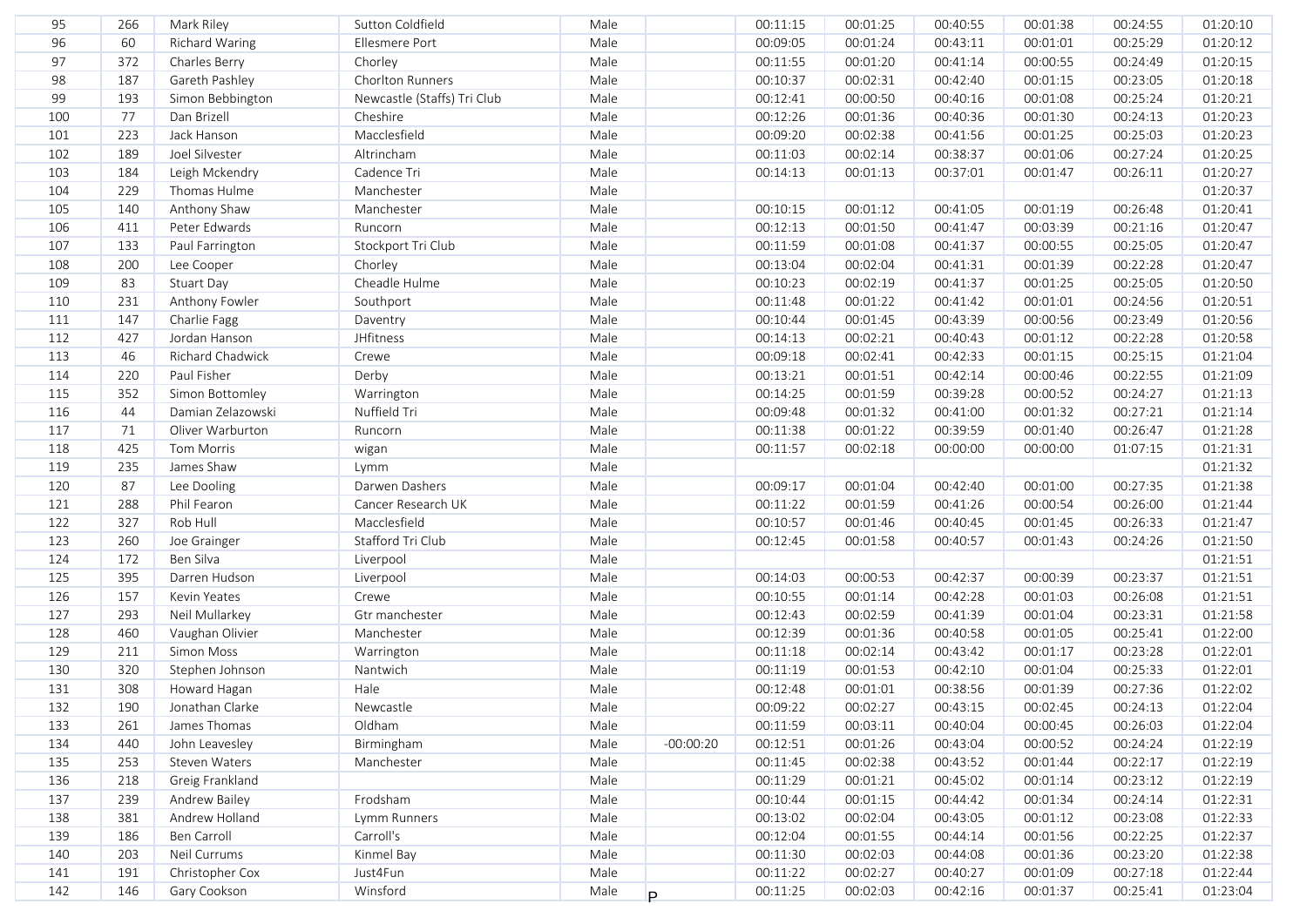| 95 | 266 | Mark Riley | Sutton Coldfield | Male | | 00:11:15 | 00:01:25 | 00:40:55 | 00:01:38 | 00:24:55 | 01:20:10 |
|---|---|---|---|---|---|---|---|---|---|---|---|
| 96 | 60 | Richard Waring | Ellesmere Port | Male | | 00:09:05 | 00:01:24 | 00:43:11 | 00:01:01 | 00:25:29 | 01:20:12 |
| 97 | 372 | Charles Berry | Chorley | Male | | 00:11:55 | 00:01:20 | 00:41:14 | 00:00:55 | 00:24:49 | 01:20:15 |
| 98 | 187 | Gareth Pashley | Chorlton Runners | Male | | 00:10:37 | 00:02:31 | 00:42:40 | 00:01:15 | 00:23:05 | 01:20:18 |
| 99 | 193 | Simon Bebbington | Newcastle (Staffs) Tri Club | Male | | 00:12:41 | 00:00:50 | 00:40:16 | 00:01:08 | 00:25:24 | 01:20:21 |
| 100 | 77 | Dan Brizell | Cheshire | Male | | 00:12:26 | 00:01:36 | 00:40:36 | 00:01:30 | 00:24:13 | 01:20:23 |
| 101 | 223 | Jack Hanson | Macclesfield | Male | | 00:09:20 | 00:02:38 | 00:41:56 | 00:01:25 | 00:25:03 | 01:20:23 |
| 102 | 189 | Joel Silvester | Altrincham | Male | | 00:11:03 | 00:02:14 | 00:38:37 | 00:01:06 | 00:27:24 | 01:20:25 |
| 103 | 184 | Leigh Mckendry | Cadence Tri | Male | | 00:14:13 | 00:01:13 | 00:37:01 | 00:01:47 | 00:26:11 | 01:20:27 |
| 104 | 229 | Thomas Hulme | Manchester | Male | | | | | | | 01:20:37 |
| 105 | 140 | Anthony Shaw | Manchester | Male | | 00:10:15 | 00:01:12 | 00:41:05 | 00:01:19 | 00:26:48 | 01:20:41 |
| 106 | 411 | Peter Edwards | Runcorn | Male | | 00:12:13 | 00:01:50 | 00:41:47 | 00:03:39 | 00:21:16 | 01:20:47 |
| 107 | 133 | Paul Farrington | Stockport Tri Club | Male | | 00:11:59 | 00:01:08 | 00:41:37 | 00:00:55 | 00:25:05 | 01:20:47 |
| 108 | 200 | Lee Cooper | Chorley | Male | | 00:13:04 | 00:02:04 | 00:41:31 | 00:01:39 | 00:22:28 | 01:20:47 |
| 109 | 83 | Stuart Day | Cheadle Hulme | Male | | 00:10:23 | 00:02:19 | 00:41:37 | 00:01:25 | 00:25:05 | 01:20:50 |
| 110 | 231 | Anthony Fowler | Southport | Male | | 00:11:48 | 00:01:22 | 00:41:42 | 00:01:01 | 00:24:56 | 01:20:51 |
| 111 | 147 | Charlie Fagg | Daventry | Male | | 00:10:44 | 00:01:45 | 00:43:39 | 00:00:56 | 00:23:49 | 01:20:56 |
| 112 | 427 | Jordan Hanson | JHfitness | Male | | 00:14:13 | 00:02:21 | 00:40:43 | 00:01:12 | 00:22:28 | 01:20:58 |
| 113 | 46 | Richard Chadwick | Crewe | Male | | 00:09:18 | 00:02:41 | 00:42:33 | 00:01:15 | 00:25:15 | 01:21:04 |
| 114 | 220 | Paul Fisher | Derby | Male | | 00:13:21 | 00:01:51 | 00:42:14 | 00:00:46 | 00:22:55 | 01:21:09 |
| 115 | 352 | Simon Bottomley | Warrington | Male | | 00:14:25 | 00:01:59 | 00:39:28 | 00:00:52 | 00:24:27 | 01:21:13 |
| 116 | 44 | Damian Zelazowski | Nuffield Tri | Male | | 00:09:48 | 00:01:32 | 00:41:00 | 00:01:32 | 00:27:21 | 01:21:14 |
| 117 | 71 | Oliver Warburton | Runcorn | Male | | 00:11:38 | 00:01:22 | 00:39:59 | 00:01:40 | 00:26:47 | 01:21:28 |
| 118 | 425 | Tom Morris | wigan | Male | | 00:11:57 | 00:02:18 | 00:00:00 | 00:00:00 | 01:07:15 | 01:21:31 |
| 119 | 235 | James Shaw | Lymm | Male | | | | | | | 01:21:32 |
| 120 | 87 | Lee Dooling | Darwen Dashers | Male | | 00:09:17 | 00:01:04 | 00:42:40 | 00:01:00 | 00:27:35 | 01:21:38 |
| 121 | 288 | Phil Fearon | Cancer Research UK | Male | | 00:11:22 | 00:01:59 | 00:41:26 | 00:00:54 | 00:26:00 | 01:21:44 |
| 122 | 327 | Rob Hull | Macclesfield | Male | | 00:10:57 | 00:01:46 | 00:40:45 | 00:01:45 | 00:26:33 | 01:21:47 |
| 123 | 260 | Joe Grainger | Stafford Tri Club | Male | | 00:12:45 | 00:01:58 | 00:40:57 | 00:01:43 | 00:24:26 | 01:21:50 |
| 124 | 172 | Ben Silva | Liverpool | Male | | | | | | | 01:21:51 |
| 125 | 395 | Darren Hudson | Liverpool | Male | | 00:14:03 | 00:00:53 | 00:42:37 | 00:00:39 | 00:23:37 | 01:21:51 |
| 126 | 157 | Kevin Yeates | Crewe | Male | | 00:10:55 | 00:01:14 | 00:42:28 | 00:01:03 | 00:26:08 | 01:21:51 |
| 127 | 293 | Neil Mullarkey | Gtr manchester | Male | | 00:12:43 | 00:02:59 | 00:41:39 | 00:01:04 | 00:23:31 | 01:21:58 |
| 128 | 460 | Vaughan Olivier | Manchester | Male | | 00:12:39 | 00:01:36 | 00:40:58 | 00:01:05 | 00:25:41 | 01:22:00 |
| 129 | 211 | Simon Moss | Warrington | Male | | 00:11:18 | 00:02:14 | 00:43:42 | 00:01:17 | 00:23:28 | 01:22:01 |
| 130 | 320 | Stephen Johnson | Nantwich | Male | | 00:11:19 | 00:01:53 | 00:42:10 | 00:01:04 | 00:25:33 | 01:22:01 |
| 131 | 308 | Howard Hagan | Hale | Male | | 00:12:48 | 00:01:01 | 00:38:56 | 00:01:39 | 00:27:36 | 01:22:02 |
| 132 | 190 | Jonathan Clarke | Newcastle | Male | | 00:09:22 | 00:02:27 | 00:43:15 | 00:02:45 | 00:24:13 | 01:22:04 |
| 133 | 261 | James Thomas | Oldham | Male | | 00:11:59 | 00:03:11 | 00:40:04 | 00:00:45 | 00:26:03 | 01:22:04 |
| 134 | 440 | John Leavesley | Birmingham | Male | -00:00:20 | 00:12:51 | 00:01:26 | 00:43:04 | 00:00:52 | 00:24:24 | 01:22:19 |
| 135 | 253 | Steven Waters | Manchester | Male | | 00:11:45 | 00:02:38 | 00:43:52 | 00:01:44 | 00:22:17 | 01:22:19 |
| 136 | 218 | Greig Frankland | | Male | | 00:11:29 | 00:01:21 | 00:45:02 | 00:01:14 | 00:23:12 | 01:22:19 |
| 137 | 239 | Andrew Bailey | Frodsham | Male | | 00:10:44 | 00:01:15 | 00:44:42 | 00:01:34 | 00:24:14 | 01:22:31 |
| 138 | 381 | Andrew Holland | Lymm Runners | Male | | 00:13:02 | 00:02:04 | 00:43:05 | 00:01:12 | 00:23:08 | 01:22:33 |
| 139 | 186 | Ben Carroll | Carroll's | Male | | 00:12:04 | 00:01:55 | 00:44:14 | 00:01:56 | 00:22:25 | 01:22:37 |
| 140 | 203 | Neil Currums | Kinmel Bay | Male | | 00:11:30 | 00:02:03 | 00:44:08 | 00:01:36 | 00:23:20 | 01:22:38 |
| 141 | 191 | Christopher Cox | Just4Fun | Male | | 00:11:22 | 00:02:27 | 00:40:27 | 00:01:09 | 00:27:18 | 01:22:44 |
| 142 | 146 | Gary Cookson | Winsford | Male | P | 00:11:25 | 00:02:03 | 00:42:16 | 00:01:37 | 00:25:41 | 01:23:04 |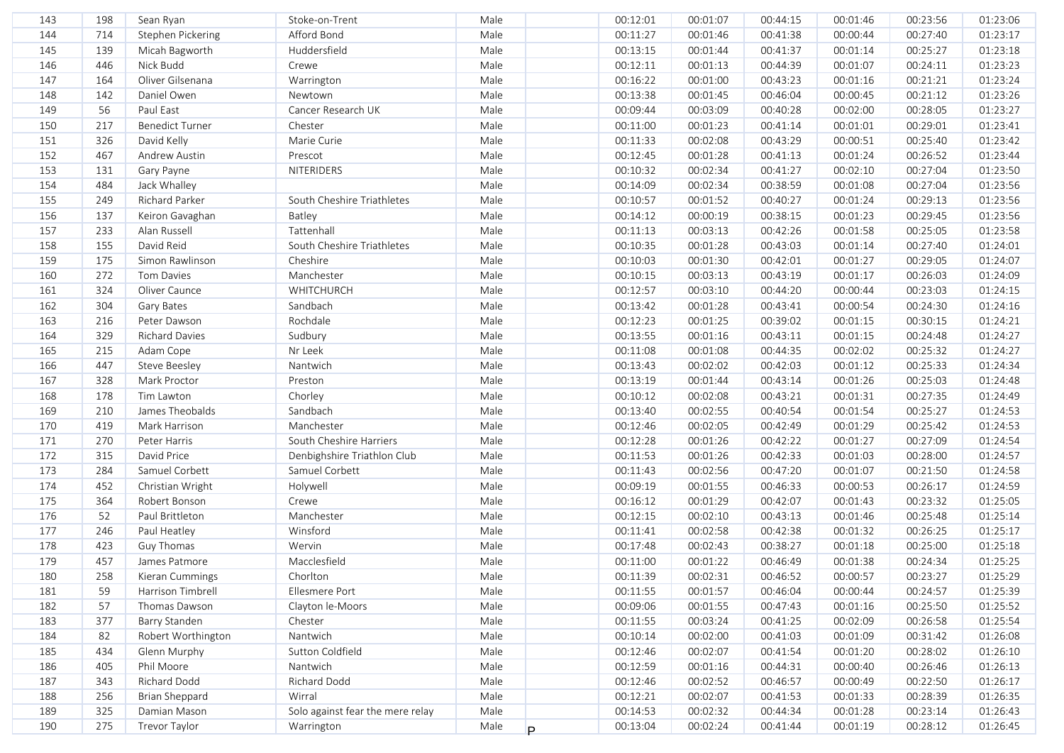| | | | | | | | | | | | | |
|---|---|---|---|---|---|---|---|---|---|---|---|---|
| 143 | 198 | Sean Ryan | Stoke-on-Trent | Male | | 00:12:01 | 00:01:07 | 00:44:15 | 00:01:46 | 00:23:56 | 01:23:06 |
| 144 | 714 | Stephen Pickering | Afford Bond | Male | | 00:11:27 | 00:01:46 | 00:41:38 | 00:00:44 | 00:27:40 | 01:23:17 |
| 145 | 139 | Micah Bagworth | Huddersfield | Male | | 00:13:15 | 00:01:44 | 00:41:37 | 00:01:14 | 00:25:27 | 01:23:18 |
| 146 | 446 | Nick Budd | Crewe | Male | | 00:12:11 | 00:01:13 | 00:44:39 | 00:01:07 | 00:24:11 | 01:23:23 |
| 147 | 164 | Oliver Gilsenana | Warrington | Male | | 00:16:22 | 00:01:00 | 00:43:23 | 00:01:16 | 00:21:21 | 01:23:24 |
| 148 | 142 | Daniel Owen | Newtown | Male | | 00:13:38 | 00:01:45 | 00:46:04 | 00:00:45 | 00:21:12 | 01:23:26 |
| 149 | 56 | Paul East | Cancer Research UK | Male | | 00:09:44 | 00:03:09 | 00:40:28 | 00:02:00 | 00:28:05 | 01:23:27 |
| 150 | 217 | Benedict Turner | Chester | Male | | 00:11:00 | 00:01:23 | 00:41:14 | 00:01:01 | 00:29:01 | 01:23:41 |
| 151 | 326 | David Kelly | Marie Curie | Male | | 00:11:33 | 00:02:08 | 00:43:29 | 00:00:51 | 00:25:40 | 01:23:42 |
| 152 | 467 | Andrew Austin | Prescot | Male | | 00:12:45 | 00:01:28 | 00:41:13 | 00:01:24 | 00:26:52 | 01:23:44 |
| 153 | 131 | Gary Payne | NITERIDERS | Male | | 00:10:32 | 00:02:34 | 00:41:27 | 00:02:10 | 00:27:04 | 01:23:50 |
| 154 | 484 | Jack Whalley | | Male | | 00:14:09 | 00:02:34 | 00:38:59 | 00:01:08 | 00:27:04 | 01:23:56 |
| 155 | 249 | Richard Parker | South Cheshire Triathletes | Male | | 00:10:57 | 00:01:52 | 00:40:27 | 00:01:24 | 00:29:13 | 01:23:56 |
| 156 | 137 | Keiron Gavaghan | Batley | Male | | 00:14:12 | 00:00:19 | 00:38:15 | 00:01:23 | 00:29:45 | 01:23:56 |
| 157 | 233 | Alan Russell | Tattenhall | Male | | 00:11:13 | 00:03:13 | 00:42:26 | 00:01:58 | 00:25:05 | 01:23:58 |
| 158 | 155 | David Reid | South Cheshire Triathletes | Male | | 00:10:35 | 00:01:28 | 00:43:03 | 00:01:14 | 00:27:40 | 01:24:01 |
| 159 | 175 | Simon Rawlinson | Cheshire | Male | | 00:10:03 | 00:01:30 | 00:42:01 | 00:01:27 | 00:29:05 | 01:24:07 |
| 160 | 272 | Tom Davies | Manchester | Male | | 00:10:15 | 00:03:13 | 00:43:19 | 00:01:17 | 00:26:03 | 01:24:09 |
| 161 | 324 | Oliver Caunce | WHITCHURCH | Male | | 00:12:57 | 00:03:10 | 00:44:20 | 00:00:44 | 00:23:03 | 01:24:15 |
| 162 | 304 | Gary Bates | Sandbach | Male | | 00:13:42 | 00:01:28 | 00:43:41 | 00:00:54 | 00:24:30 | 01:24:16 |
| 163 | 216 | Peter Dawson | Rochdale | Male | | 00:12:23 | 00:01:25 | 00:39:02 | 00:01:15 | 00:30:15 | 01:24:21 |
| 164 | 329 | Richard Davies | Sudbury | Male | | 00:13:55 | 00:01:16 | 00:43:11 | 00:01:15 | 00:24:48 | 01:24:27 |
| 165 | 215 | Adam Cope | Nr Leek | Male | | 00:11:08 | 00:01:08 | 00:44:35 | 00:02:02 | 00:25:32 | 01:24:27 |
| 166 | 447 | Steve Beesley | Nantwich | Male | | 00:13:43 | 00:02:02 | 00:42:03 | 00:01:12 | 00:25:33 | 01:24:34 |
| 167 | 328 | Mark Proctor | Preston | Male | | 00:13:19 | 00:01:44 | 00:43:14 | 00:01:26 | 00:25:03 | 01:24:48 |
| 168 | 178 | Tim Lawton | Chorley | Male | | 00:10:12 | 00:02:08 | 00:43:21 | 00:01:31 | 00:27:35 | 01:24:49 |
| 169 | 210 | James Theobalds | Sandbach | Male | | 00:13:40 | 00:02:55 | 00:40:54 | 00:01:54 | 00:25:27 | 01:24:53 |
| 170 | 419 | Mark Harrison | Manchester | Male | | 00:12:46 | 00:02:05 | 00:42:49 | 00:01:29 | 00:25:42 | 01:24:53 |
| 171 | 270 | Peter Harris | South Cheshire Harriers | Male | | 00:12:28 | 00:01:26 | 00:42:22 | 00:01:27 | 00:27:09 | 01:24:54 |
| 172 | 315 | David Price | Denbighshire Triathlon Club | Male | | 00:11:53 | 00:01:26 | 00:42:33 | 00:01:03 | 00:28:00 | 01:24:57 |
| 173 | 284 | Samuel Corbett | Samuel Corbett | Male | | 00:11:43 | 00:02:56 | 00:47:20 | 00:01:07 | 00:21:50 | 01:24:58 |
| 174 | 452 | Christian Wright | Holywell | Male | | 00:09:19 | 00:01:55 | 00:46:33 | 00:00:53 | 00:26:17 | 01:24:59 |
| 175 | 364 | Robert Bonson | Crewe | Male | | 00:16:12 | 00:01:29 | 00:42:07 | 00:01:43 | 00:23:32 | 01:25:05 |
| 176 | 52 | Paul Brittleton | Manchester | Male | | 00:12:15 | 00:02:10 | 00:43:13 | 00:01:46 | 00:25:48 | 01:25:14 |
| 177 | 246 | Paul Heatley | Winsford | Male | | 00:11:41 | 00:02:58 | 00:42:38 | 00:01:32 | 00:26:25 | 01:25:17 |
| 178 | 423 | Guy Thomas | Wervin | Male | | 00:17:48 | 00:02:43 | 00:38:27 | 00:01:18 | 00:25:00 | 01:25:18 |
| 179 | 457 | James Patmore | Macclesfield | Male | | 00:11:00 | 00:01:22 | 00:46:49 | 00:01:38 | 00:24:34 | 01:25:25 |
| 180 | 258 | Kieran Cummings | Chorlton | Male | | 00:11:39 | 00:02:31 | 00:46:52 | 00:00:57 | 00:23:27 | 01:25:29 |
| 181 | 59 | Harrison Timbrell | Ellesmere Port | Male | | 00:11:55 | 00:01:57 | 00:46:04 | 00:00:44 | 00:24:57 | 01:25:39 |
| 182 | 57 | Thomas Dawson | Clayton le-Moors | Male | | 00:09:06 | 00:01:55 | 00:47:43 | 00:01:16 | 00:25:50 | 01:25:52 |
| 183 | 377 | Barry Standen | Chester | Male | | 00:11:55 | 00:03:24 | 00:41:25 | 00:02:09 | 00:26:58 | 01:25:54 |
| 184 | 82 | Robert Worthington | Nantwich | Male | | 00:10:14 | 00:02:00 | 00:41:03 | 00:01:09 | 00:31:42 | 01:26:08 |
| 185 | 434 | Glenn Murphy | Sutton Coldfield | Male | | 00:12:46 | 00:02:07 | 00:41:54 | 00:01:20 | 00:28:02 | 01:26:10 |
| 186 | 405 | Phil Moore | Nantwich | Male | | 00:12:59 | 00:01:16 | 00:44:31 | 00:00:40 | 00:26:46 | 01:26:13 |
| 187 | 343 | Richard Dodd | Richard Dodd | Male | | 00:12:46 | 00:02:52 | 00:46:57 | 00:00:49 | 00:22:50 | 01:26:17 |
| 188 | 256 | Brian Sheppard | Wirral | Male | | 00:12:21 | 00:02:07 | 00:41:53 | 00:01:33 | 00:28:39 | 01:26:35 |
| 189 | 325 | Damian Mason | Solo against fear the mere relay | Male | | 00:14:53 | 00:02:32 | 00:44:34 | 00:01:28 | 00:23:14 | 01:26:43 |
| 190 | 275 | Trevor Taylor | Warrington | Male | P | 00:13:04 | 00:02:24 | 00:41:44 | 00:01:19 | 00:28:12 | 01:26:45 |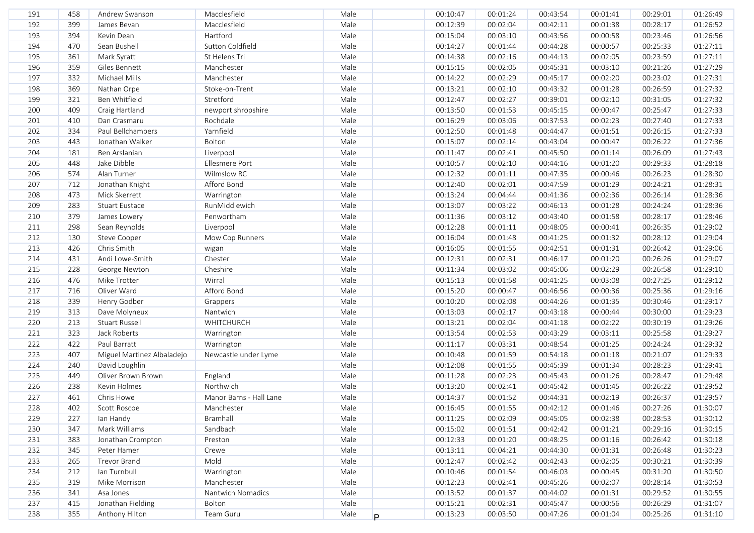| 191 | 458 | Andrew Swanson | Macclesfield | Male | | 00:10:47 | 00:01:24 | 00:43:54 | 00:01:41 | 00:29:01 | 01:26:49 |
|---|---|---|---|---|---|---|---|---|---|---|---|
| 192 | 399 | James Bevan | Macclesfield | Male | | 00:12:39 | 00:02:04 | 00:42:11 | 00:01:38 | 00:28:17 | 01:26:52 |
| 193 | 394 | Kevin Dean | Hartford | Male | | 00:15:04 | 00:03:10 | 00:43:56 | 00:00:58 | 00:23:46 | 01:26:56 |
| 194 | 470 | Sean Bushell | Sutton Coldfield | Male | | 00:14:27 | 00:01:44 | 00:44:28 | 00:00:57 | 00:25:33 | 01:27:11 |
| 195 | 361 | Mark Syratt | St Helens Tri | Male | | 00:14:38 | 00:02:16 | 00:44:13 | 00:02:05 | 00:23:59 | 01:27:11 |
| 196 | 359 | Giles Bennett | Manchester | Male | | 00:15:15 | 00:02:05 | 00:45:31 | 00:03:10 | 00:21:26 | 01:27:29 |
| 197 | 332 | Michael Mills | Manchester | Male | | 00:14:22 | 00:02:29 | 00:45:17 | 00:02:20 | 00:23:02 | 01:27:31 |
| 198 | 369 | Nathan Orpe | Stoke-on-Trent | Male | | 00:13:21 | 00:02:10 | 00:43:32 | 00:01:28 | 00:26:59 | 01:27:32 |
| 199 | 321 | Ben Whitfield | Stretford | Male | | 00:12:47 | 00:02:27 | 00:39:01 | 00:02:10 | 00:31:05 | 01:27:32 |
| 200 | 409 | Craig Hartland | newport shropshire | Male | | 00:13:50 | 00:01:53 | 00:45:15 | 00:00:47 | 00:25:47 | 01:27:33 |
| 201 | 410 | Dan Crasmaru | Rochdale | Male | | 00:16:29 | 00:03:06 | 00:37:53 | 00:02:23 | 00:27:40 | 01:27:33 |
| 202 | 334 | Paul Bellchambers | Yarnfield | Male | | 00:12:50 | 00:01:48 | 00:44:47 | 00:01:51 | 00:26:15 | 01:27:33 |
| 203 | 443 | Jonathan Walker | Bolton | Male | | 00:15:07 | 00:02:14 | 00:43:04 | 00:00:47 | 00:26:22 | 01:27:36 |
| 204 | 181 | Ben Arslanian | Liverpool | Male | | 00:11:47 | 00:02:41 | 00:45:50 | 00:01:14 | 00:26:09 | 01:27:43 |
| 205 | 448 | Jake Dibble | Ellesmere Port | Male | | 00:10:57 | 00:02:10 | 00:44:16 | 00:01:20 | 00:29:33 | 01:28:18 |
| 206 | 574 | Alan Turner | Wilmslow RC | Male | | 00:12:32 | 00:01:11 | 00:47:35 | 00:00:46 | 00:26:23 | 01:28:30 |
| 207 | 712 | Jonathan Knight | Afford Bond | Male | | 00:12:40 | 00:02:01 | 00:47:59 | 00:01:29 | 00:24:21 | 01:28:31 |
| 208 | 473 | Mick Skerrett | Warrington | Male | | 00:13:24 | 00:04:44 | 00:41:36 | 00:02:36 | 00:26:14 | 01:28:36 |
| 209 | 283 | Stuart Eustace | RunMiddlewich | Male | | 00:13:07 | 00:03:22 | 00:46:13 | 00:01:28 | 00:24:24 | 01:28:36 |
| 210 | 379 | James Lowery | Penwortham | Male | | 00:11:36 | 00:03:12 | 00:43:40 | 00:01:58 | 00:28:17 | 01:28:46 |
| 211 | 298 | Sean Reynolds | Liverpool | Male | | 00:12:28 | 00:01:11 | 00:48:05 | 00:00:41 | 00:26:35 | 01:29:02 |
| 212 | 130 | Steve Cooper | Mow Cop Runners | Male | | 00:16:04 | 00:01:48 | 00:41:25 | 00:01:32 | 00:28:12 | 01:29:04 |
| 213 | 426 | Chris Smith | wigan | Male | | 00:16:05 | 00:01:55 | 00:42:51 | 00:01:31 | 00:26:42 | 01:29:06 |
| 214 | 431 | Andi Lowe-Smith | Chester | Male | | 00:12:31 | 00:02:31 | 00:46:17 | 00:01:20 | 00:26:26 | 01:29:07 |
| 215 | 228 | George Newton | Cheshire | Male | | 00:11:34 | 00:03:02 | 00:45:06 | 00:02:29 | 00:26:58 | 01:29:10 |
| 216 | 476 | Mike Trotter | Wirral | Male | | 00:15:13 | 00:01:58 | 00:41:25 | 00:03:08 | 00:27:25 | 01:29:12 |
| 217 | 716 | Oliver Ward | Afford Bond | Male | | 00:15:20 | 00:00:47 | 00:46:56 | 00:00:36 | 00:25:36 | 01:29:16 |
| 218 | 339 | Henry Godber | Grappers | Male | | 00:10:20 | 00:02:08 | 00:44:26 | 00:01:35 | 00:30:46 | 01:29:17 |
| 219 | 313 | Dave Molyneux | Nantwich | Male | | 00:13:03 | 00:02:17 | 00:43:18 | 00:00:44 | 00:30:00 | 01:29:23 |
| 220 | 213 | Stuart Russell | WHITCHURCH | Male | | 00:13:21 | 00:02:04 | 00:41:18 | 00:02:22 | 00:30:19 | 01:29:26 |
| 221 | 323 | Jack Roberts | Warrington | Male | | 00:13:54 | 00:02:53 | 00:43:29 | 00:03:11 | 00:25:58 | 01:29:27 |
| 222 | 422 | Paul Barratt | Warrington | Male | | 00:11:17 | 00:03:31 | 00:48:54 | 00:01:25 | 00:24:24 | 01:29:32 |
| 223 | 407 | Miguel Martinez Albaladejo | Newcastle under Lyme | Male | | 00:10:48 | 00:01:59 | 00:54:18 | 00:01:18 | 00:21:07 | 01:29:33 |
| 224 | 240 | David Loughlin | | Male | | 00:12:08 | 00:01:55 | 00:45:39 | 00:01:34 | 00:28:23 | 01:29:41 |
| 225 | 449 | Oliver Brown Brown | England | Male | | 00:11:28 | 00:02:23 | 00:45:43 | 00:01:26 | 00:28:47 | 01:29:48 |
| 226 | 238 | Kevin Holmes | Northwich | Male | | 00:13:20 | 00:02:41 | 00:45:42 | 00:01:45 | 00:26:22 | 01:29:52 |
| 227 | 461 | Chris Howe | Manor Barns - Hall Lane | Male | | 00:14:37 | 00:01:52 | 00:44:31 | 00:02:19 | 00:26:37 | 01:29:57 |
| 228 | 402 | Scott Roscoe | Manchester | Male | | 00:16:45 | 00:01:55 | 00:42:12 | 00:01:46 | 00:27:26 | 01:30:07 |
| 229 | 227 | Ian Handy | Bramhall | Male | | 00:11:25 | 00:02:09 | 00:45:05 | 00:02:38 | 00:28:53 | 01:30:12 |
| 230 | 347 | Mark Williams | Sandbach | Male | | 00:15:02 | 00:01:51 | 00:42:42 | 00:01:21 | 00:29:16 | 01:30:15 |
| 231 | 383 | Jonathan Crompton | Preston | Male | | 00:12:33 | 00:01:20 | 00:48:25 | 00:01:16 | 00:26:42 | 01:30:18 |
| 232 | 345 | Peter Hamer | Crewe | Male | | 00:13:11 | 00:04:21 | 00:44:30 | 00:01:31 | 00:26:48 | 01:30:23 |
| 233 | 265 | Trevor Brand | Mold | Male | | 00:12:47 | 00:02:42 | 00:42:43 | 00:02:05 | 00:30:21 | 01:30:39 |
| 234 | 212 | Ian Turnbull | Warrington | Male | | 00:10:46 | 00:01:54 | 00:46:03 | 00:00:45 | 00:31:20 | 01:30:50 |
| 235 | 319 | Mike Morrison | Manchester | Male | | 00:12:23 | 00:02:41 | 00:45:26 | 00:02:07 | 00:28:14 | 01:30:53 |
| 236 | 341 | Asa Jones | Nantwich Nomadics | Male | | 00:13:52 | 00:01:37 | 00:44:02 | 00:01:31 | 00:29:52 | 01:30:55 |
| 237 | 415 | Jonathan Fielding | Bolton | Male | | 00:15:21 | 00:02:31 | 00:45:47 | 00:00:56 | 00:26:29 | 01:31:07 |
| 238 | 355 | Anthony Hilton | Team Guru | Male | P | 00:13:23 | 00:03:50 | 00:47:26 | 00:01:04 | 00:25:26 | 01:31:10 |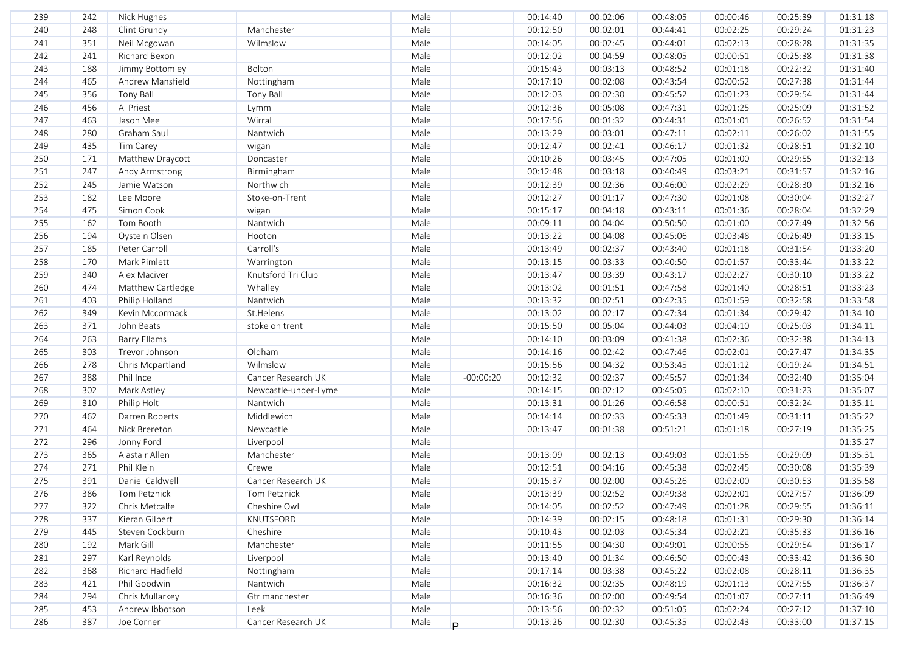| 239 | 242 | Nick Hughes | | Male | | 00:14:40 | 00:02:06 | 00:48:05 | 00:00:46 | 00:25:39 | 01:31:18 |
|---|---|---|---|---|---|---|---|---|---|---|---|
| 240 | 248 | Clint Grundy | Manchester | Male | | 00:12:50 | 00:02:01 | 00:44:41 | 00:02:25 | 00:29:24 | 01:31:23 |
| 241 | 351 | Neil Mcgowan | Wilmslow | Male | | 00:14:05 | 00:02:45 | 00:44:01 | 00:02:13 | 00:28:28 | 01:31:35 |
| 242 | 241 | Richard Bexon | | Male | | 00:12:02 | 00:04:59 | 00:48:05 | 00:00:51 | 00:25:38 | 01:31:38 |
| 243 | 188 | Jimmy Bottomley | Bolton | Male | | 00:15:43 | 00:03:13 | 00:48:52 | 00:01:18 | 00:22:32 | 01:31:40 |
| 244 | 465 | Andrew Mansfield | Nottingham | Male | | 00:17:10 | 00:02:08 | 00:43:54 | 00:00:52 | 00:27:38 | 01:31:44 |
| 245 | 356 | Tony Ball | Tony Ball | Male | | 00:12:03 | 00:02:30 | 00:45:52 | 00:01:23 | 00:29:54 | 01:31:44 |
| 246 | 456 | Al Priest | Lymm | Male | | 00:12:36 | 00:05:08 | 00:47:31 | 00:01:25 | 00:25:09 | 01:31:52 |
| 247 | 463 | Jason Mee | Wirral | Male | | 00:17:56 | 00:01:32 | 00:44:31 | 00:01:01 | 00:26:52 | 01:31:54 |
| 248 | 280 | Graham Saul | Nantwich | Male | | 00:13:29 | 00:03:01 | 00:47:11 | 00:02:11 | 00:26:02 | 01:31:55 |
| 249 | 435 | Tim Carey | wigan | Male | | 00:12:47 | 00:02:41 | 00:46:17 | 00:01:32 | 00:28:51 | 01:32:10 |
| 250 | 171 | Matthew Draycott | Doncaster | Male | | 00:10:26 | 00:03:45 | 00:47:05 | 00:01:00 | 00:29:55 | 01:32:13 |
| 251 | 247 | Andy Armstrong | Birmingham | Male | | 00:12:48 | 00:03:18 | 00:40:49 | 00:03:21 | 00:31:57 | 01:32:16 |
| 252 | 245 | Jamie Watson | Northwich | Male | | 00:12:39 | 00:02:36 | 00:46:00 | 00:02:29 | 00:28:30 | 01:32:16 |
| 253 | 182 | Lee Moore | Stoke-on-Trent | Male | | 00:12:27 | 00:01:17 | 00:47:30 | 00:01:08 | 00:30:04 | 01:32:27 |
| 254 | 475 | Simon Cook | wigan | Male | | 00:15:17 | 00:04:18 | 00:43:11 | 00:01:36 | 00:28:04 | 01:32:29 |
| 255 | 162 | Tom Booth | Nantwich | Male | | 00:09:11 | 00:04:04 | 00:50:50 | 00:01:00 | 00:27:49 | 01:32:56 |
| 256 | 194 | Oystein Olsen | Hooton | Male | | 00:13:22 | 00:04:08 | 00:45:06 | 00:03:48 | 00:26:49 | 01:33:15 |
| 257 | 185 | Peter Carroll | Carroll's | Male | | 00:13:49 | 00:02:37 | 00:43:40 | 00:01:18 | 00:31:54 | 01:33:20 |
| 258 | 170 | Mark Pimlett | Warrington | Male | | 00:13:15 | 00:03:33 | 00:40:50 | 00:01:57 | 00:33:44 | 01:33:22 |
| 259 | 340 | Alex Maciver | Knutsford Tri Club | Male | | 00:13:47 | 00:03:39 | 00:43:17 | 00:02:27 | 00:30:10 | 01:33:22 |
| 260 | 474 | Matthew Cartledge | Whalley | Male | | 00:13:02 | 00:01:51 | 00:47:58 | 00:01:40 | 00:28:51 | 01:33:23 |
| 261 | 403 | Philip Holland | Nantwich | Male | | 00:13:32 | 00:02:51 | 00:42:35 | 00:01:59 | 00:32:58 | 01:33:58 |
| 262 | 349 | Kevin Mccormack | St.Helens | Male | | 00:13:02 | 00:02:17 | 00:47:34 | 00:01:34 | 00:29:42 | 01:34:10 |
| 263 | 371 | John Beats | stoke on trent | Male | | 00:15:50 | 00:05:04 | 00:44:03 | 00:04:10 | 00:25:03 | 01:34:11 |
| 264 | 263 | Barry Ellams | | Male | | 00:14:10 | 00:03:09 | 00:41:38 | 00:02:36 | 00:32:38 | 01:34:13 |
| 265 | 303 | Trevor Johnson | Oldham | Male | | 00:14:16 | 00:02:42 | 00:47:46 | 00:02:01 | 00:27:47 | 01:34:35 |
| 266 | 278 | Chris Mcpartland | Wilmslow | Male | | 00:15:56 | 00:04:32 | 00:53:45 | 00:01:12 | 00:19:24 | 01:34:51 |
| 267 | 388 | Phil Ince | Cancer Research UK | Male | -00:00:20 | 00:12:32 | 00:02:37 | 00:45:57 | 00:01:34 | 00:32:40 | 01:35:04 |
| 268 | 302 | Mark Astley | Newcastle-under-Lyme | Male | | 00:14:15 | 00:02:12 | 00:45:05 | 00:02:10 | 00:31:23 | 01:35:07 |
| 269 | 310 | Philip Holt | Nantwich | Male | | 00:13:31 | 00:01:26 | 00:46:58 | 00:00:51 | 00:32:24 | 01:35:11 |
| 270 | 462 | Darren Roberts | Middlewich | Male | | 00:14:14 | 00:02:33 | 00:45:33 | 00:01:49 | 00:31:11 | 01:35:22 |
| 271 | 464 | Nick Brereton | Newcastle | Male | | 00:13:47 | 00:01:38 | 00:51:21 | 00:01:18 | 00:27:19 | 01:35:25 |
| 272 | 296 | Jonny Ford | Liverpool | Male | | | | | | | 01:35:27 |
| 273 | 365 | Alastair Allen | Manchester | Male | | 00:13:09 | 00:02:13 | 00:49:03 | 00:01:55 | 00:29:09 | 01:35:31 |
| 274 | 271 | Phil Klein | Crewe | Male | | 00:12:51 | 00:04:16 | 00:45:38 | 00:02:45 | 00:30:08 | 01:35:39 |
| 275 | 391 | Daniel Caldwell | Cancer Research UK | Male | | 00:15:37 | 00:02:00 | 00:45:26 | 00:02:00 | 00:30:53 | 01:35:58 |
| 276 | 386 | Tom Petznick | Tom Petznick | Male | | 00:13:39 | 00:02:52 | 00:49:38 | 00:02:01 | 00:27:57 | 01:36:09 |
| 277 | 322 | Chris Metcalfe | Cheshire Owl | Male | | 00:14:05 | 00:02:52 | 00:47:49 | 00:01:28 | 00:29:55 | 01:36:11 |
| 278 | 337 | Kieran Gilbert | KNUTSFORD | Male | | 00:14:39 | 00:02:15 | 00:48:18 | 00:01:31 | 00:29:30 | 01:36:14 |
| 279 | 445 | Steven Cockburn | Cheshire | Male | | 00:10:43 | 00:02:03 | 00:45:34 | 00:02:21 | 00:35:33 | 01:36:16 |
| 280 | 192 | Mark Gill | Manchester | Male | | 00:11:55 | 00:04:30 | 00:49:01 | 00:00:55 | 00:29:54 | 01:36:17 |
| 281 | 297 | Karl Reynolds | Liverpool | Male | | 00:13:40 | 00:01:34 | 00:46:50 | 00:00:43 | 00:33:42 | 01:36:30 |
| 282 | 368 | Richard Hadfield | Nottingham | Male | | 00:17:14 | 00:03:38 | 00:45:22 | 00:02:08 | 00:28:11 | 01:36:35 |
| 283 | 421 | Phil Goodwin | Nantwich | Male | | 00:16:32 | 00:02:35 | 00:48:19 | 00:01:13 | 00:27:55 | 01:36:37 |
| 284 | 294 | Chris Mullarkey | Gtr manchester | Male | | 00:16:36 | 00:02:00 | 00:49:54 | 00:01:07 | 00:27:11 | 01:36:49 |
| 285 | 453 | Andrew Ibbotson | Leek | Male | | 00:13:56 | 00:02:32 | 00:51:05 | 00:02:24 | 00:27:12 | 01:37:10 |
| 286 | 387 | Joe Corner | Cancer Research UK | Male | P | 00:13:26 | 00:02:30 | 00:45:35 | 00:02:43 | 00:33:00 | 01:37:15 |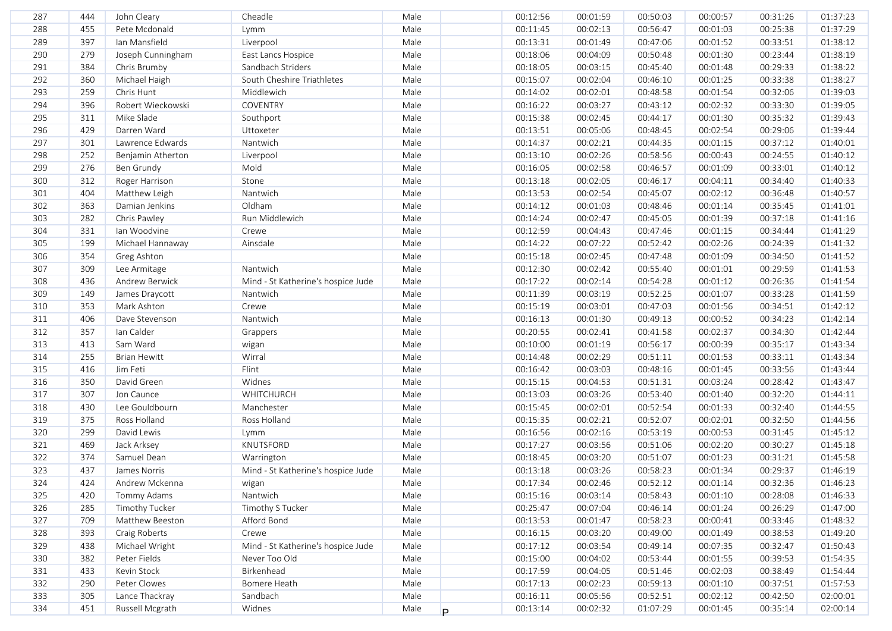| | | | | | | | | | | | |
|---|---|---|---|---|---|---|---|---|---|---|---|
| 287 | 444 | John Cleary | Cheadle | Male | | 00:12:56 | 00:01:59 | 00:50:03 | 00:00:57 | 00:31:26 | 01:37:23 |
| 288 | 455 | Pete Mcdonald | Lymm | Male | | 00:11:45 | 00:02:13 | 00:56:47 | 00:01:03 | 00:25:38 | 01:37:29 |
| 289 | 397 | Ian Mansfield | Liverpool | Male | | 00:13:31 | 00:01:49 | 00:47:06 | 00:01:52 | 00:33:51 | 01:38:12 |
| 290 | 279 | Joseph Cunningham | East Lancs Hospice | Male | | 00:18:06 | 00:04:09 | 00:50:48 | 00:01:30 | 00:23:44 | 01:38:19 |
| 291 | 384 | Chris Brumby | Sandbach Striders | Male | | 00:18:05 | 00:03:15 | 00:45:40 | 00:01:48 | 00:29:33 | 01:38:22 |
| 292 | 360 | Michael Haigh | South Cheshire Triathletes | Male | | 00:15:07 | 00:02:04 | 00:46:10 | 00:01:25 | 00:33:38 | 01:38:27 |
| 293 | 259 | Chris Hunt | Middlewich | Male | | 00:14:02 | 00:02:01 | 00:48:58 | 00:01:54 | 00:32:06 | 01:39:03 |
| 294 | 396 | Robert Wieckowski | COVENTRY | Male | | 00:16:22 | 00:03:27 | 00:43:12 | 00:02:32 | 00:33:30 | 01:39:05 |
| 295 | 311 | Mike Slade | Southport | Male | | 00:15:38 | 00:02:45 | 00:44:17 | 00:01:30 | 00:35:32 | 01:39:43 |
| 296 | 429 | Darren Ward | Uttoxeter | Male | | 00:13:51 | 00:05:06 | 00:48:45 | 00:02:54 | 00:29:06 | 01:39:44 |
| 297 | 301 | Lawrence Edwards | Nantwich | Male | | 00:14:37 | 00:02:21 | 00:44:35 | 00:01:15 | 00:37:12 | 01:40:01 |
| 298 | 252 | Benjamin Atherton | Liverpool | Male | | 00:13:10 | 00:02:26 | 00:58:56 | 00:00:43 | 00:24:55 | 01:40:12 |
| 299 | 276 | Ben Grundy | Mold | Male | | 00:16:05 | 00:02:58 | 00:46:57 | 00:01:09 | 00:33:01 | 01:40:12 |
| 300 | 312 | Roger Harrison | Stone | Male | | 00:13:18 | 00:02:05 | 00:46:17 | 00:04:11 | 00:34:40 | 01:40:33 |
| 301 | 404 | Matthew Leigh | Nantwich | Male | | 00:13:53 | 00:02:54 | 00:45:07 | 00:02:12 | 00:36:48 | 01:40:57 |
| 302 | 363 | Damian Jenkins | Oldham | Male | | 00:14:12 | 00:01:03 | 00:48:46 | 00:01:14 | 00:35:45 | 01:41:01 |
| 303 | 282 | Chris Pawley | Run Middlewich | Male | | 00:14:24 | 00:02:47 | 00:45:05 | 00:01:39 | 00:37:18 | 01:41:16 |
| 304 | 331 | Ian Woodvine | Crewe | Male | | 00:12:59 | 00:04:43 | 00:47:46 | 00:01:15 | 00:34:44 | 01:41:29 |
| 305 | 199 | Michael Hannaway | Ainsdale | Male | | 00:14:22 | 00:07:22 | 00:52:42 | 00:02:26 | 00:24:39 | 01:41:32 |
| 306 | 354 | Greg Ashton | | Male | | 00:15:18 | 00:02:45 | 00:47:48 | 00:01:09 | 00:34:50 | 01:41:52 |
| 307 | 309 | Lee Armitage | Nantwich | Male | | 00:12:30 | 00:02:42 | 00:55:40 | 00:01:01 | 00:29:59 | 01:41:53 |
| 308 | 436 | Andrew Berwick | Mind - St Katherine's hospice Jude | Male | | 00:17:22 | 00:02:14 | 00:54:28 | 00:01:12 | 00:26:36 | 01:41:54 |
| 309 | 149 | James Draycott | Nantwich | Male | | 00:11:39 | 00:03:19 | 00:52:25 | 00:01:07 | 00:33:28 | 01:41:59 |
| 310 | 353 | Mark Ashton | Crewe | Male | | 00:15:19 | 00:03:01 | 00:47:03 | 00:01:56 | 00:34:51 | 01:42:12 |
| 311 | 406 | Dave Stevenson | Nantwich | Male | | 00:16:13 | 00:01:30 | 00:49:13 | 00:00:52 | 00:34:23 | 01:42:14 |
| 312 | 357 | Ian Calder | Grappers | Male | | 00:20:55 | 00:02:41 | 00:41:58 | 00:02:37 | 00:34:30 | 01:42:44 |
| 313 | 413 | Sam Ward | wigan | Male | | 00:10:00 | 00:01:19 | 00:56:17 | 00:00:39 | 00:35:17 | 01:43:34 |
| 314 | 255 | Brian Hewitt | Wirral | Male | | 00:14:48 | 00:02:29 | 00:51:11 | 00:01:53 | 00:33:11 | 01:43:34 |
| 315 | 416 | Jim Feti | Flint | Male | | 00:16:42 | 00:03:03 | 00:48:16 | 00:01:45 | 00:33:56 | 01:43:44 |
| 316 | 350 | David Green | Widnes | Male | | 00:15:15 | 00:04:53 | 00:51:31 | 00:03:24 | 00:28:42 | 01:43:47 |
| 317 | 307 | Jon Caunce | WHITCHURCH | Male | | 00:13:03 | 00:03:26 | 00:53:40 | 00:01:40 | 00:32:20 | 01:44:11 |
| 318 | 430 | Lee Gouldbourn | Manchester | Male | | 00:15:45 | 00:02:01 | 00:52:54 | 00:01:33 | 00:32:40 | 01:44:55 |
| 319 | 375 | Ross Holland | Ross Holland | Male | | 00:15:35 | 00:02:21 | 00:52:07 | 00:02:01 | 00:32:50 | 01:44:56 |
| 320 | 299 | David Lewis | Lymm | Male | | 00:16:56 | 00:02:16 | 00:53:19 | 00:00:53 | 00:31:45 | 01:45:12 |
| 321 | 469 | Jack Arksey | KNUTSFORD | Male | | 00:17:27 | 00:03:56 | 00:51:06 | 00:02:20 | 00:30:27 | 01:45:18 |
| 322 | 374 | Samuel Dean | Warrington | Male | | 00:18:45 | 00:03:20 | 00:51:07 | 00:01:23 | 00:31:21 | 01:45:58 |
| 323 | 437 | James Norris | Mind - St Katherine's hospice Jude | Male | | 00:13:18 | 00:03:26 | 00:58:23 | 00:01:34 | 00:29:37 | 01:46:19 |
| 324 | 424 | Andrew Mckenna | wigan | Male | | 00:17:34 | 00:02:46 | 00:52:12 | 00:01:14 | 00:32:36 | 01:46:23 |
| 325 | 420 | Tommy Adams | Nantwich | Male | | 00:15:16 | 00:03:14 | 00:58:43 | 00:01:10 | 00:28:08 | 01:46:33 |
| 326 | 285 | Timothy Tucker | Timothy S Tucker | Male | | 00:25:47 | 00:07:04 | 00:46:14 | 00:01:24 | 00:26:29 | 01:47:00 |
| 327 | 709 | Matthew Beeston | Afford Bond | Male | | 00:13:53 | 00:01:47 | 00:58:23 | 00:00:41 | 00:33:46 | 01:48:32 |
| 328 | 393 | Craig Roberts | Crewe | Male | | 00:16:15 | 00:03:20 | 00:49:00 | 00:01:49 | 00:38:53 | 01:49:20 |
| 329 | 438 | Michael Wright | Mind - St Katherine's hospice Jude | Male | | 00:17:12 | 00:03:54 | 00:49:14 | 00:07:35 | 00:32:47 | 01:50:43 |
| 330 | 382 | Peter Fields | Never Too Old | Male | | 00:15:00 | 00:04:02 | 00:53:44 | 00:01:55 | 00:39:53 | 01:54:35 |
| 331 | 433 | Kevin Stock | Birkenhead | Male | | 00:17:59 | 00:04:05 | 00:51:46 | 00:02:03 | 00:38:49 | 01:54:44 |
| 332 | 290 | Peter Clowes | Bomere Heath | Male | | 00:17:13 | 00:02:23 | 00:59:13 | 00:01:10 | 00:37:51 | 01:57:53 |
| 333 | 305 | Lance Thackray | Sandbach | Male | | 00:16:11 | 00:05:56 | 00:52:51 | 00:02:12 | 00:42:50 | 02:00:01 |
| 334 | 451 | Russell Mcgrath | Widnes | Male | P | 00:13:14 | 00:02:32 | 01:07:29 | 00:01:45 | 00:35:14 | 02:00:14 |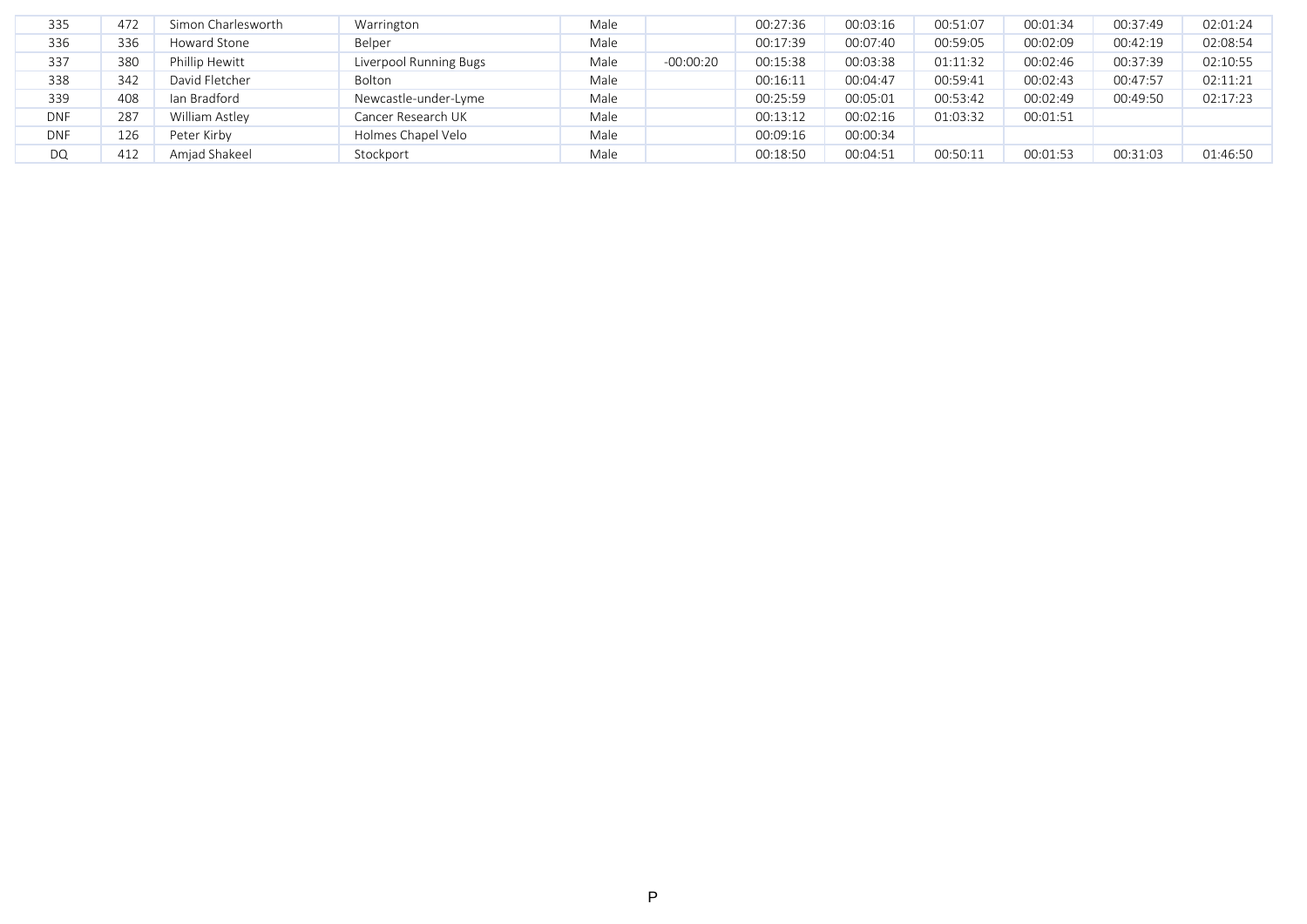| | | | | | | | | | | | |
|---|---|---|---|---|---|---|---|---|---|---|---|
| 335 | 472 | Simon Charlesworth | Warrington | Male | | 00:27:36 | 00:03:16 | 00:51:07 | 00:01:34 | 00:37:49 | 02:01:24 |
| 336 | 336 | Howard Stone | Belper | Male | | 00:17:39 | 00:07:40 | 00:59:05 | 00:02:09 | 00:42:19 | 02:08:54 |
| 337 | 380 | Phillip Hewitt | Liverpool Running Bugs | Male | -00:00:20 | 00:15:38 | 00:03:38 | 01:11:32 | 00:02:46 | 00:37:39 | 02:10:55 |
| 338 | 342 | David Fletcher | Bolton | Male | | 00:16:11 | 00:04:47 | 00:59:41 | 00:02:43 | 00:47:57 | 02:11:21 |
| 339 | 408 | Ian Bradford | Newcastle-under-Lyme | Male | | 00:25:59 | 00:05:01 | 00:53:42 | 00:02:49 | 00:49:50 | 02:17:23 |
| DNF | 287 | William Astley | Cancer Research UK | Male | | 00:13:12 | 00:02:16 | 01:03:32 | 00:01:51 | | |
| DNF | 126 | Peter Kirby | Holmes Chapel Velo | Male | | 00:09:16 | 00:00:34 | | | | |
| DQ | 412 | Amjad Shakeel | Stockport | Male | | 00:18:50 | 00:04:51 | 00:50:11 | 00:01:53 | 00:31:03 | 01:46:50 |

P